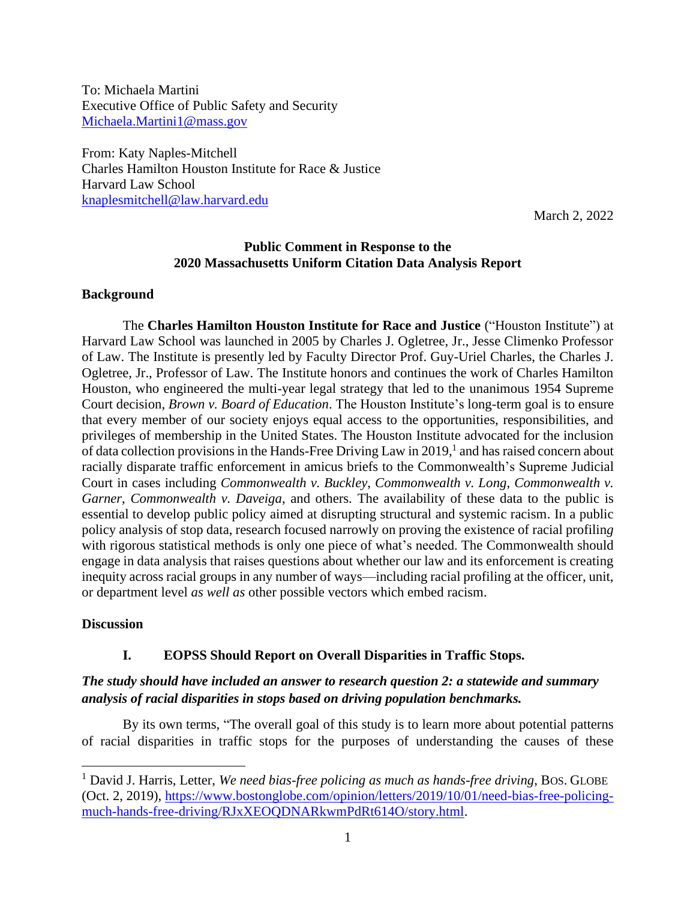To: Michaela Martini
Executive Office of Public Safety and Security
Michaela.Martini1@mass.gov

From: Katy Naples-Mitchell
Charles Hamilton Houston Institute for Race & Justice
Harvard Law School
knaplesmitchell@law.harvard.edu

March 2, 2022

**Public Comment in Response to the**
**2020 Massachusetts Uniform Citation Data Analysis Report**

## Background

The **Charles Hamilton Houston Institute for Race and Justice** ("Houston Institute") at Harvard Law School was launched in 2005 by Charles J. Ogletree, Jr., Jesse Climenko Professor of Law. The Institute is presently led by Faculty Director Prof. Guy-Uriel Charles, the Charles J. Ogletree, Jr., Professor of Law. The Institute honors and continues the work of Charles Hamilton Houston, who engineered the multi-year legal strategy that led to the unanimous 1954 Supreme Court decision, *Brown v. Board of Education*. The Houston Institute's long-term goal is to ensure that every member of our society enjoys equal access to the opportunities, responsibilities, and privileges of membership in the United States. The Houston Institute advocated for the inclusion of data collection provisions in the Hands-Free Driving Law in 2019,[1] and has raised concern about racially disparate traffic enforcement in amicus briefs to the Commonwealth's Supreme Judicial Court in cases including *Commonwealth v. Buckley*, *Commonwealth v. Long*, *Commonwealth v. Garner*, *Commonwealth v. Daveiga*, and others. The availability of these data to the public is essential to develop public policy aimed at disrupting structural and systemic racism. In a public policy analysis of stop data, research focused narrowly on proving the existence of racial profiling with rigorous statistical methods is only one piece of what's needed. The Commonwealth should engage in data analysis that raises questions about whether our law and its enforcement is creating inequity across racial groups in any number of ways—including racial profiling at the officer, unit, or department level *as well as* other possible vectors which embed racism.

## Discussion

### I. EOPSS Should Report on Overall Disparities in Traffic Stops.

***The study should have included an answer to research question 2: a statewide and summary analysis of racial disparities in stops based on driving population benchmarks.***

By its own terms, "The overall goal of this study is to learn more about potential patterns of racial disparities in traffic stops for the purposes of understanding the causes of these

[1] David J. Harris, Letter, *We need bias-free policing as much as hands-free driving*, Bos. Globe (Oct. 2, 2019), https://www.bostonglobe.com/opinion/letters/2019/10/01/need-bias-free-policing-much-hands-free-driving/RJxXEOQDNARkwmPdRt614O/story.html.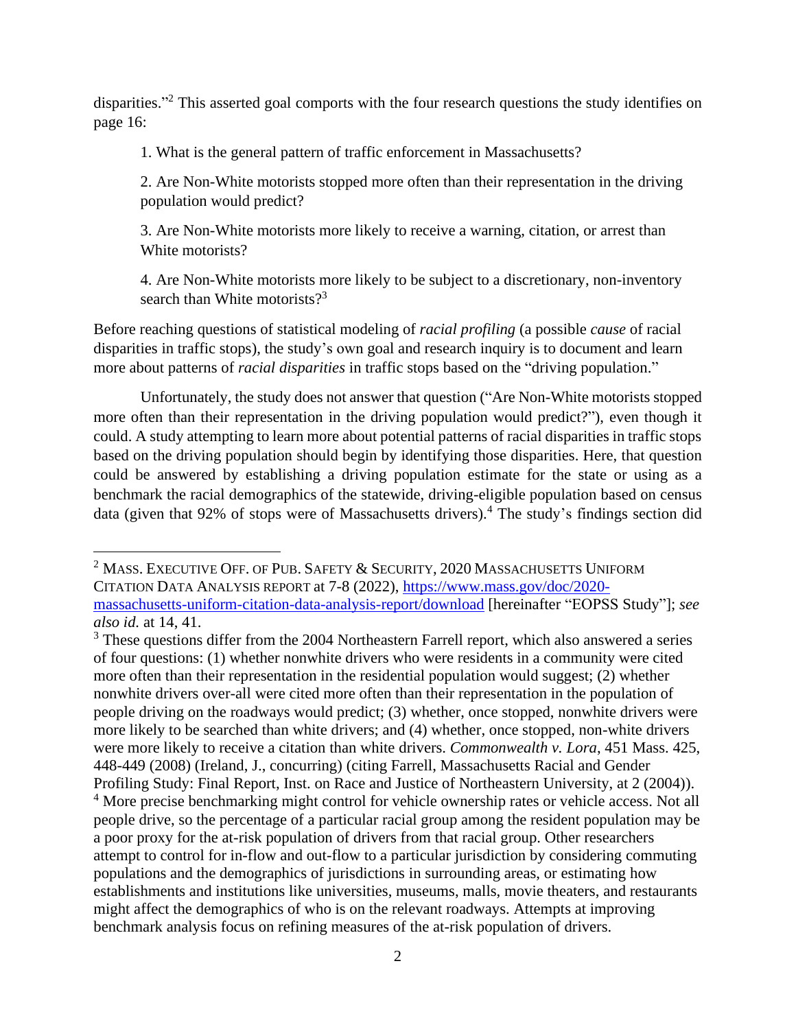disparities."[2] This asserted goal comports with the four research questions the study identifies on page 16:

> 1. What is the general pattern of traffic enforcement in Massachusetts?
>
> 2. Are Non-White motorists stopped more often than their representation in the driving population would predict?
>
> 3. Are Non-White motorists more likely to receive a warning, citation, or arrest than White motorists?
>
> 4. Are Non-White motorists more likely to be subject to a discretionary, non-inventory search than White motorists?[3]

Before reaching questions of statistical modeling of *racial profiling* (a possible *cause* of racial disparities in traffic stops), the study's own goal and research inquiry is to document and learn more about patterns of *racial disparities* in traffic stops based on the "driving population."

Unfortunately, the study does not answer that question ("Are Non-White motorists stopped more often than their representation in the driving population would predict?"), even though it could. A study attempting to learn more about potential patterns of racial disparities in traffic stops based on the driving population should begin by identifying those disparities. Here, that question could be answered by establishing a driving population estimate for the state or using as a benchmark the racial demographics of the statewide, driving-eligible population based on census data (given that 92% of stops were of Massachusetts drivers).[4] The study's findings section did

---

[2] MASS. EXECUTIVE OFF. OF PUB. SAFETY & SECURITY, 2020 MASSACHUSETTS UNIFORM CITATION DATA ANALYSIS REPORT at 7-8 (2022), [https://www.mass.gov/doc/2020-massachusetts-uniform-citation-data-analysis-report/download](https://www.mass.gov/doc/2020-massachusetts-uniform-citation-data-analysis-report/download) [hereinafter "EOPSS Study"]; *see also id.* at 14, 41.

[3] These questions differ from the 2004 Northeastern Farrell report, which also answered a series of four questions: (1) whether nonwhite drivers who were residents in a community were cited more often than their representation in the residential population would suggest; (2) whether nonwhite drivers over-all were cited more often than their representation in the population of people driving on the roadways would predict; (3) whether, once stopped, nonwhite drivers were more likely to be searched than white drivers; and (4) whether, once stopped, non-white drivers were more likely to receive a citation than white drivers. *Commonwealth v. Lora*, 451 Mass. 425, 448-449 (2008) (Ireland, J., concurring) (citing Farrell, Massachusetts Racial and Gender Profiling Study: Final Report, Inst. on Race and Justice of Northeastern University, at 2 (2004)).

[4] More precise benchmarking might control for vehicle ownership rates or vehicle access. Not all people drive, so the percentage of a particular racial group among the resident population may be a poor proxy for the at-risk population of drivers from that racial group. Other researchers attempt to control for in-flow and out-flow to a particular jurisdiction by considering commuting populations and the demographics of jurisdictions in surrounding areas, or estimating how establishments and institutions like universities, museums, malls, movie theaters, and restaurants might affect the demographics of who is on the relevant roadways. Attempts at improving benchmark analysis focus on refining measures of the at-risk population of drivers.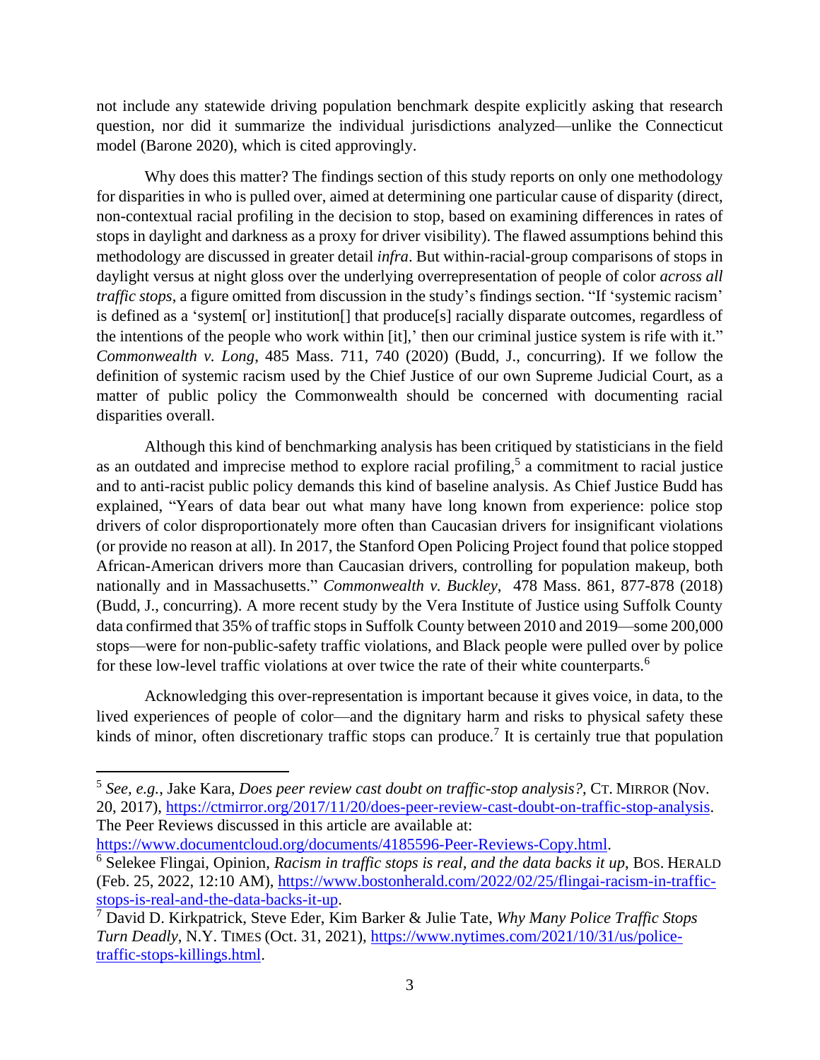not include any statewide driving population benchmark despite explicitly asking that research question, nor did it summarize the individual jurisdictions analyzed—unlike the Connecticut model (Barone 2020), which is cited approvingly.

Why does this matter? The findings section of this study reports on only one methodology for disparities in who is pulled over, aimed at determining one particular cause of disparity (direct, non-contextual racial profiling in the decision to stop, based on examining differences in rates of stops in daylight and darkness as a proxy for driver visibility). The flawed assumptions behind this methodology are discussed in greater detail *infra*. But within-racial-group comparisons of stops in daylight versus at night gloss over the underlying overrepresentation of people of color *across all traffic stops*, a figure omitted from discussion in the study's findings section. "If 'systemic racism' is defined as a 'system[ or] institution[] that produce[s] racially disparate outcomes, regardless of the intentions of the people who work within [it],' then our criminal justice system is rife with it." *Commonwealth v. Long*, 485 Mass. 711, 740 (2020) (Budd, J., concurring). If we follow the definition of systemic racism used by the Chief Justice of our own Supreme Judicial Court, as a matter of public policy the Commonwealth should be concerned with documenting racial disparities overall.

Although this kind of benchmarking analysis has been critiqued by statisticians in the field as an outdated and imprecise method to explore racial profiling,[5] a commitment to racial justice and to anti-racist public policy demands this kind of baseline analysis. As Chief Justice Budd has explained, "Years of data bear out what many have long known from experience: police stop drivers of color disproportionately more often than Caucasian drivers for insignificant violations (or provide no reason at all). In 2017, the Stanford Open Policing Project found that police stopped African-American drivers more than Caucasian drivers, controlling for population makeup, both nationally and in Massachusetts." *Commonwealth v. Buckley*, 478 Mass. 861, 877-878 (2018) (Budd, J., concurring). A more recent study by the Vera Institute of Justice using Suffolk County data confirmed that 35% of traffic stops in Suffolk County between 2010 and 2019—some 200,000 stops—were for non-public-safety traffic violations, and Black people were pulled over by police for these low-level traffic violations at over twice the rate of their white counterparts.[6]

Acknowledging this over-representation is important because it gives voice, in data, to the lived experiences of people of color—and the dignitary harm and risks to physical safety these kinds of minor, often discretionary traffic stops can produce.[7] It is certainly true that population

---

[5] *See, e.g.*, Jake Kara, *Does peer review cast doubt on traffic-stop analysis?*, CT. MIRROR (Nov. 20, 2017), https://ctmirror.org/2017/11/20/does-peer-review-cast-doubt-on-traffic-stop-analysis. The Peer Reviews discussed in this article are available at: https://www.documentcloud.org/documents/4185596-Peer-Reviews-Copy.html.

[6] Selekee Flingai, Opinion, *Racism in traffic stops is real, and the data backs it up*, BOS. HERALD (Feb. 25, 2022, 12:10 AM), https://www.bostonherald.com/2022/02/25/flingai-racism-in-traffic-stops-is-real-and-the-data-backs-it-up.

[7] David D. Kirkpatrick, Steve Eder, Kim Barker & Julie Tate, *Why Many Police Traffic Stops Turn Deadly*, N.Y. TIMES (Oct. 31, 2021), https://www.nytimes.com/2021/10/31/us/police-traffic-stops-killings.html.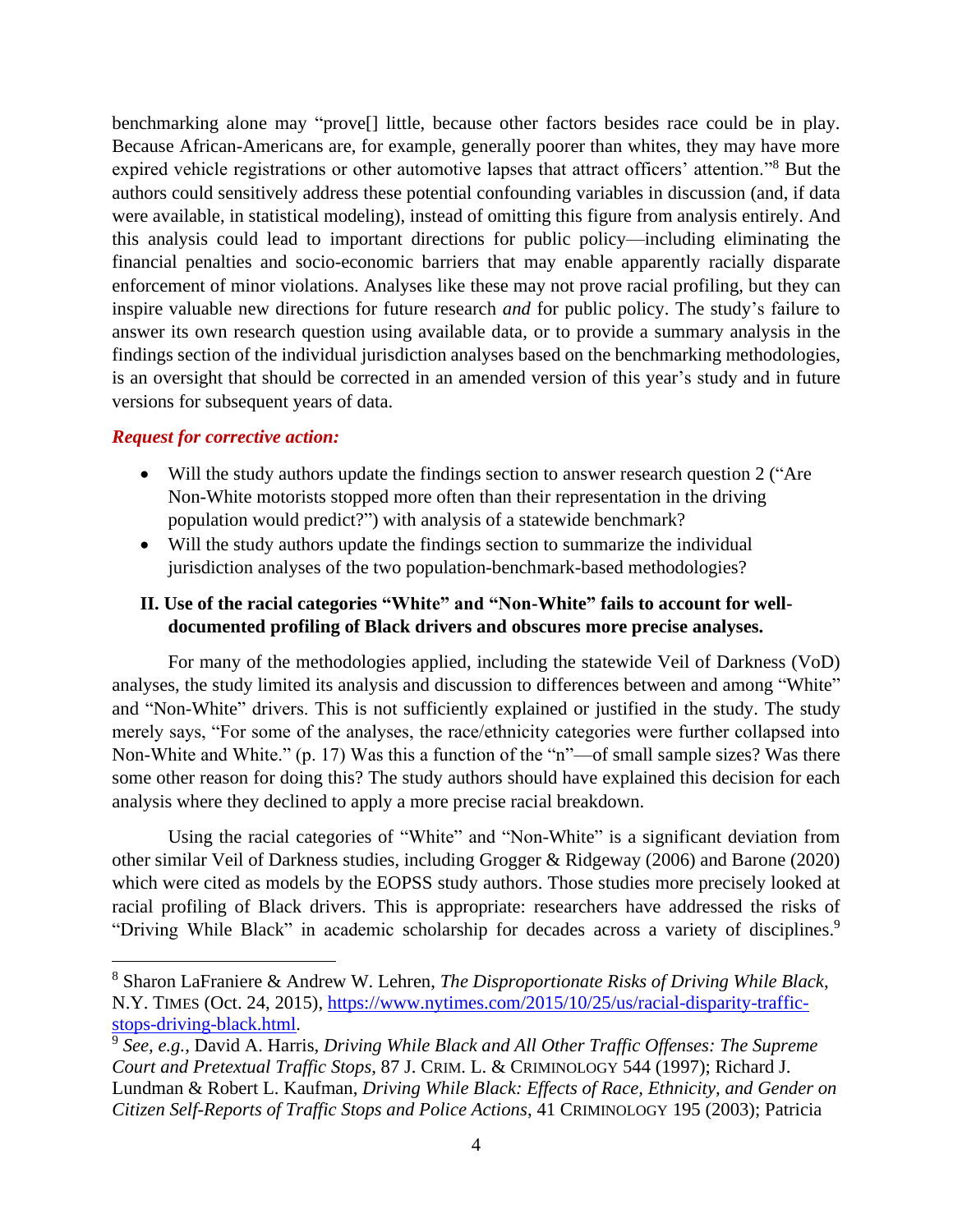benchmarking alone may "prove[] little, because other factors besides race could be in play. Because African-Americans are, for example, generally poorer than whites, they may have more expired vehicle registrations or other automotive lapses that attract officers' attention."[8] But the authors could sensitively address these potential confounding variables in discussion (and, if data were available, in statistical modeling), instead of omitting this figure from analysis entirely. And this analysis could lead to important directions for public policy—including eliminating the financial penalties and socio-economic barriers that may enable apparently racially disparate enforcement of minor violations. Analyses like these may not prove racial profiling, but they can inspire valuable new directions for future research *and* for public policy. The study's failure to answer its own research question using available data, or to provide a summary analysis in the findings section of the individual jurisdiction analyses based on the benchmarking methodologies, is an oversight that should be corrected in an amended version of this year's study and in future versions for subsequent years of data.

***Request for corrective action:***

- Will the study authors update the findings section to answer research question 2 ("Are Non-White motorists stopped more often than their representation in the driving population would predict?") with analysis of a statewide benchmark?
- Will the study authors update the findings section to summarize the individual jurisdiction analyses of the two population-benchmark-based methodologies?

### II. Use of the racial categories "White" and "Non-White" fails to account for well-documented profiling of Black drivers and obscures more precise analyses.

For many of the methodologies applied, including the statewide Veil of Darkness (VoD) analyses, the study limited its analysis and discussion to differences between and among "White" and "Non-White" drivers. This is not sufficiently explained or justified in the study. The study merely says, "For some of the analyses, the race/ethnicity categories were further collapsed into Non-White and White." (p. 17) Was this a function of the "n"—of small sample sizes? Was there some other reason for doing this? The study authors should have explained this decision for each analysis where they declined to apply a more precise racial breakdown.

Using the racial categories of "White" and "Non-White" is a significant deviation from other similar Veil of Darkness studies, including Grogger & Ridgeway (2006) and Barone (2020) which were cited as models by the EOPSS study authors. Those studies more precisely looked at racial profiling of Black drivers. This is appropriate: researchers have addressed the risks of "Driving While Black" in academic scholarship for decades across a variety of disciplines.[9]

---

[8] Sharon LaFraniere & Andrew W. Lehren, *The Disproportionate Risks of Driving While Black*, N.Y. TIMES (Oct. 24, 2015), https://www.nytimes.com/2015/10/25/us/racial-disparity-traffic-stops-driving-black.html.

[9] *See, e.g.*, David A. Harris, *Driving While Black and All Other Traffic Offenses: The Supreme Court and Pretextual Traffic Stops*, 87 J. CRIM. L. & CRIMINOLOGY 544 (1997); Richard J. Lundman & Robert L. Kaufman, *Driving While Black: Effects of Race, Ethnicity, and Gender on Citizen Self-Reports of Traffic Stops and Police Actions*, 41 CRIMINOLOGY 195 (2003); Patricia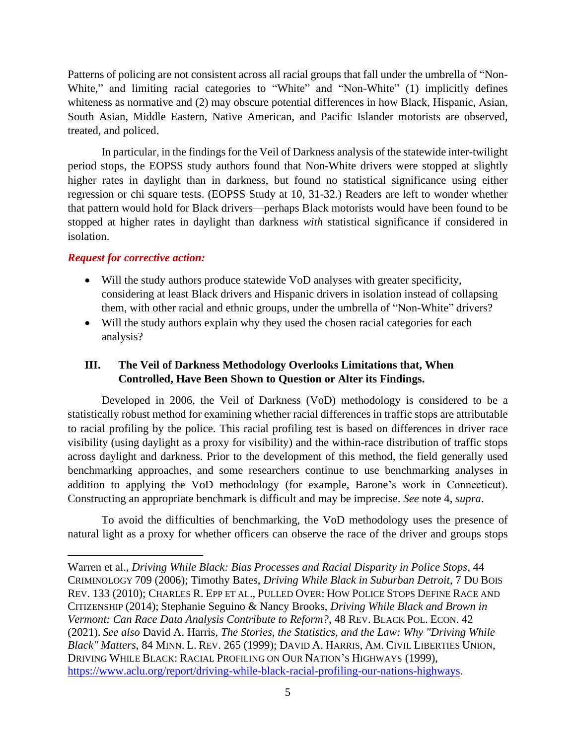Patterns of policing are not consistent across all racial groups that fall under the umbrella of "Non-White," and limiting racial categories to "White" and "Non-White" (1) implicitly defines whiteness as normative and (2) may obscure potential differences in how Black, Hispanic, Asian, South Asian, Middle Eastern, Native American, and Pacific Islander motorists are observed, treated, and policed.

In particular, in the findings for the Veil of Darkness analysis of the statewide inter-twilight period stops, the EOPSS study authors found that Non-White drivers were stopped at slightly higher rates in daylight than in darkness, but found no statistical significance using either regression or chi square tests. (EOPSS Study at 10, 31-32.) Readers are left to wonder whether that pattern would hold for Black drivers—perhaps Black motorists would have been found to be stopped at higher rates in daylight than darkness *with* statistical significance if considered in isolation.

***Request for corrective action:***

- Will the study authors produce statewide VoD analyses with greater specificity, considering at least Black drivers and Hispanic drivers in isolation instead of collapsing them, with other racial and ethnic groups, under the umbrella of "Non-White" drivers?
- Will the study authors explain why they used the chosen racial categories for each analysis?

## III. The Veil of Darkness Methodology Overlooks Limitations that, When Controlled, Have Been Shown to Question or Alter its Findings.

Developed in 2006, the Veil of Darkness (VoD) methodology is considered to be a statistically robust method for examining whether racial differences in traffic stops are attributable to racial profiling by the police. This racial profiling test is based on differences in driver race visibility (using daylight as a proxy for visibility) and the within-race distribution of traffic stops across daylight and darkness. Prior to the development of this method, the field generally used benchmarking approaches, and some researchers continue to use benchmarking analyses in addition to applying the VoD methodology (for example, Barone's work in Connecticut). Constructing an appropriate benchmark is difficult and may be imprecise. *See* note 4, *supra*.

To avoid the difficulties of benchmarking, the VoD methodology uses the presence of natural light as a proxy for whether officers can observe the race of the driver and groups stops

---

Warren et al., *Driving While Black: Bias Processes and Racial Disparity in Police Stops*, 44 CRIMINOLOGY 709 (2006); Timothy Bates, *Driving While Black in Suburban Detroit*, 7 DU BOIS REV. 133 (2010); CHARLES R. EPP ET AL., PULLED OVER: HOW POLICE STOPS DEFINE RACE AND CITIZENSHIP (2014); Stephanie Seguino & Nancy Brooks, *Driving While Black and Brown in Vermont: Can Race Data Analysis Contribute to Reform?*, 48 REV. BLACK POL. ECON. 42 (2021). *See also* David A. Harris, *The Stories, the Statistics, and the Law: Why "Driving While Black" Matters*, 84 MINN. L. REV. 265 (1999); DAVID A. HARRIS, AM. CIVIL LIBERTIES UNION, DRIVING WHILE BLACK: RACIAL PROFILING ON OUR NATION'S HIGHWAYS (1999), https://www.aclu.org/report/driving-while-black-racial-profiling-our-nations-highways.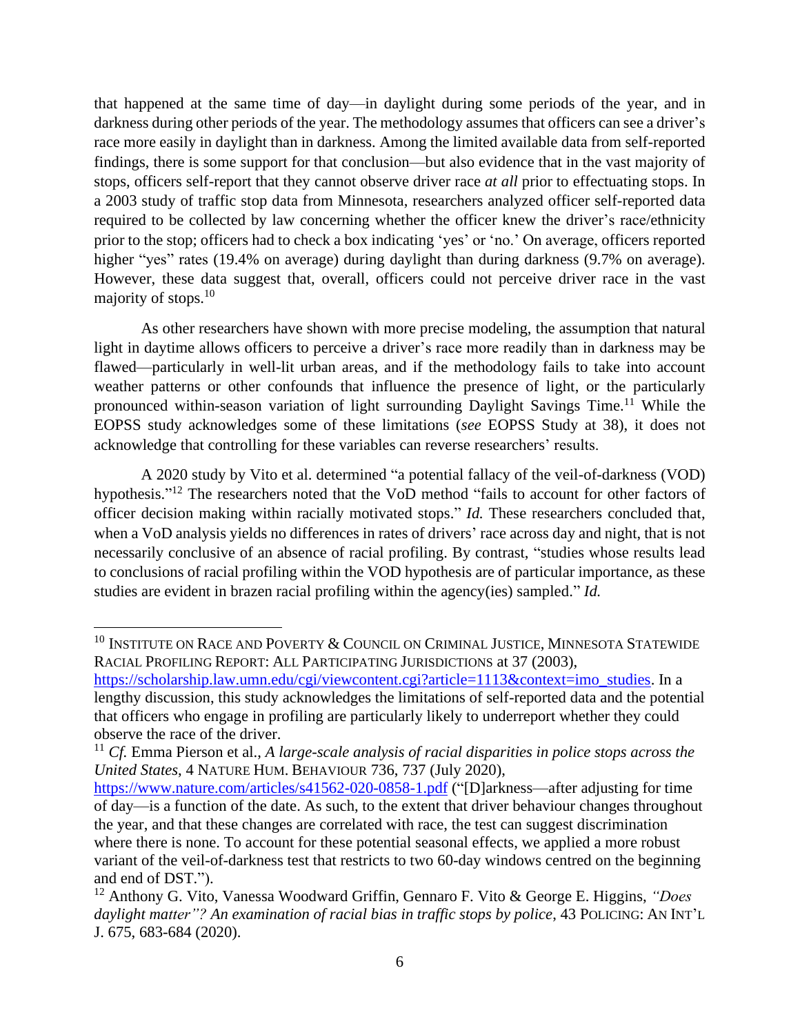that happened at the same time of day—in daylight during some periods of the year, and in darkness during other periods of the year. The methodology assumes that officers can see a driver's race more easily in daylight than in darkness. Among the limited available data from self-reported findings, there is some support for that conclusion—but also evidence that in the vast majority of stops, officers self-report that they cannot observe driver race *at all* prior to effectuating stops. In a 2003 study of traffic stop data from Minnesota, researchers analyzed officer self-reported data required to be collected by law concerning whether the officer knew the driver's race/ethnicity prior to the stop; officers had to check a box indicating 'yes' or 'no.' On average, officers reported higher "yes" rates (19.4% on average) during daylight than during darkness (9.7% on average). However, these data suggest that, overall, officers could not perceive driver race in the vast majority of stops.[10]

As other researchers have shown with more precise modeling, the assumption that natural light in daytime allows officers to perceive a driver's race more readily than in darkness may be flawed—particularly in well-lit urban areas, and if the methodology fails to take into account weather patterns or other confounds that influence the presence of light, or the particularly pronounced within-season variation of light surrounding Daylight Savings Time.[11] While the EOPSS study acknowledges some of these limitations (*see* EOPSS Study at 38), it does not acknowledge that controlling for these variables can reverse researchers' results.

A 2020 study by Vito et al. determined "a potential fallacy of the veil-of-darkness (VOD) hypothesis."[12] The researchers noted that the VoD method "fails to account for other factors of officer decision making within racially motivated stops." *Id.* These researchers concluded that, when a VoD analysis yields no differences in rates of drivers' race across day and night, that is not necessarily conclusive of an absence of racial profiling. By contrast, "studies whose results lead to conclusions of racial profiling within the VOD hypothesis are of particular importance, as these studies are evident in brazen racial profiling within the agency(ies) sampled." *Id.*

---

[10] INSTITUTE ON RACE AND POVERTY & COUNCIL ON CRIMINAL JUSTICE, MINNESOTA STATEWIDE RACIAL PROFILING REPORT: ALL PARTICIPATING JURISDICTIONS at 37 (2003), https://scholarship.law.umn.edu/cgi/viewcontent.cgi?article=1113&context=imo_studies. In a lengthy discussion, this study acknowledges the limitations of self-reported data and the potential that officers who engage in profiling are particularly likely to underreport whether they could observe the race of the driver.

[11] *Cf.* Emma Pierson et al., *A large-scale analysis of racial disparities in police stops across the United States*, 4 NATURE HUM. BEHAVIOUR 736, 737 (July 2020), https://www.nature.com/articles/s41562-020-0858-1.pdf ("[D]arkness—after adjusting for time of day—is a function of the date. As such, to the extent that driver behaviour changes throughout the year, and that these changes are correlated with race, the test can suggest discrimination where there is none. To account for these potential seasonal effects, we applied a more robust variant of the veil-of-darkness test that restricts to two 60-day windows centred on the beginning and end of DST.").

[12] Anthony G. Vito, Vanessa Woodward Griffin, Gennaro F. Vito & George E. Higgins, *"Does daylight matter"? An examination of racial bias in traffic stops by police*, 43 POLICING: AN INT'L J. 675, 683-684 (2020).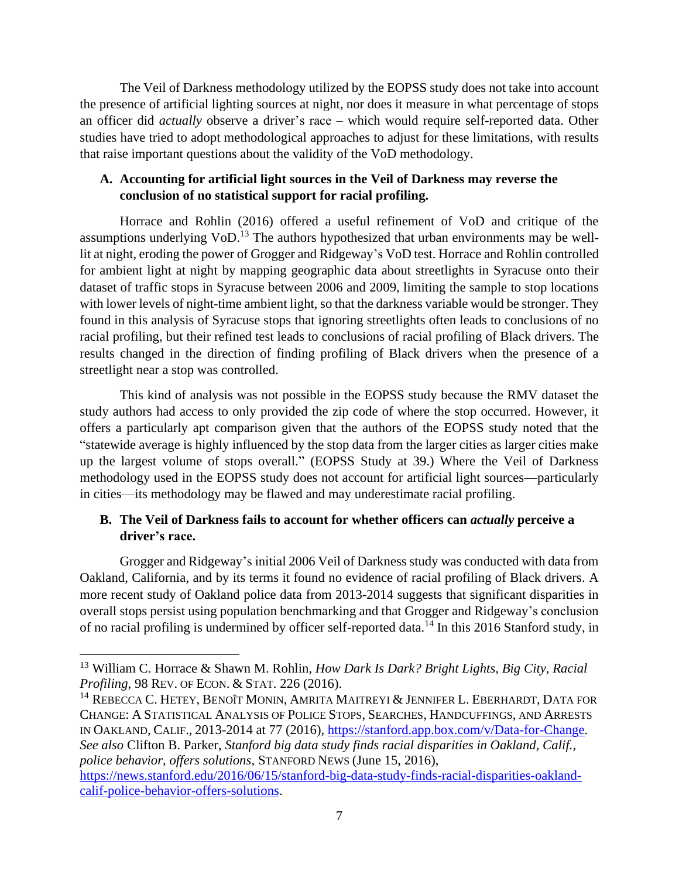The Veil of Darkness methodology utilized by the EOPSS study does not take into account the presence of artificial lighting sources at night, nor does it measure in what percentage of stops an officer did *actually* observe a driver's race – which would require self-reported data. Other studies have tried to adopt methodological approaches to adjust for these limitations, with results that raise important questions about the validity of the VoD methodology.

### A. Accounting for artificial light sources in the Veil of Darkness may reverse the conclusion of no statistical support for racial profiling.

Horrace and Rohlin (2016) offered a useful refinement of VoD and critique of the assumptions underlying VoD.[13] The authors hypothesized that urban environments may be well-lit at night, eroding the power of Grogger and Ridgeway's VoD test. Horrace and Rohlin controlled for ambient light at night by mapping geographic data about streetlights in Syracuse onto their dataset of traffic stops in Syracuse between 2006 and 2009, limiting the sample to stop locations with lower levels of night-time ambient light, so that the darkness variable would be stronger. They found in this analysis of Syracuse stops that ignoring streetlights often leads to conclusions of no racial profiling, but their refined test leads to conclusions of racial profiling of Black drivers. The results changed in the direction of finding profiling of Black drivers when the presence of a streetlight near a stop was controlled.

This kind of analysis was not possible in the EOPSS study because the RMV dataset the study authors had access to only provided the zip code of where the stop occurred. However, it offers a particularly apt comparison given that the authors of the EOPSS study noted that the "statewide average is highly influenced by the stop data from the larger cities as larger cities make up the largest volume of stops overall." (EOPSS Study at 39.) Where the Veil of Darkness methodology used in the EOPSS study does not account for artificial light sources—particularly in cities—its methodology may be flawed and may underestimate racial profiling.

### B. The Veil of Darkness fails to account for whether officers can *actually* perceive a driver's race.

Grogger and Ridgeway's initial 2006 Veil of Darkness study was conducted with data from Oakland, California, and by its terms it found no evidence of racial profiling of Black drivers. A more recent study of Oakland police data from 2013-2014 suggests that significant disparities in overall stops persist using population benchmarking and that Grogger and Ridgeway's conclusion of no racial profiling is undermined by officer self-reported data.[14] In this 2016 Stanford study, in

---

[13] William C. Horrace & Shawn M. Rohlin, *How Dark Is Dark? Bright Lights, Big City, Racial Profiling*, 98 REV. OF ECON. & STAT. 226 (2016).

[14] REBECCA C. HETEY, BENOÎT MONIN, AMRITA MAITREYI & JENNIFER L. EBERHARDT, DATA FOR CHANGE: A STATISTICAL ANALYSIS OF POLICE STOPS, SEARCHES, HANDCUFFINGS, AND ARRESTS IN OAKLAND, CALIF., 2013-2014 at 77 (2016), https://stanford.app.box.com/v/Data-for-Change. *See also* Clifton B. Parker, *Stanford big data study finds racial disparities in Oakland, Calif., police behavior, offers solutions*, STANFORD NEWS (June 15, 2016), https://news.stanford.edu/2016/06/15/stanford-big-data-study-finds-racial-disparities-oakland-calif-police-behavior-offers-solutions.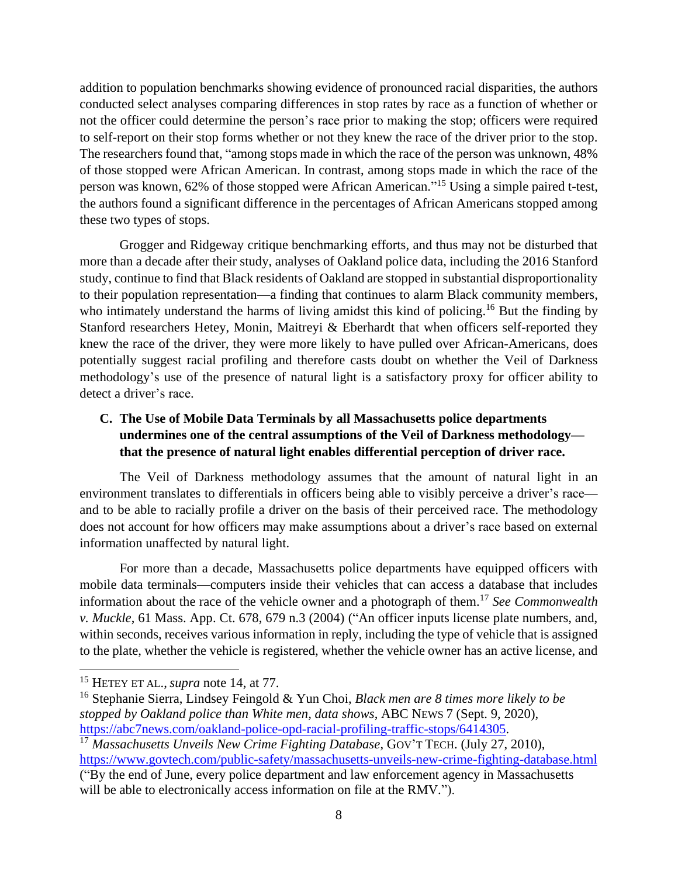addition to population benchmarks showing evidence of pronounced racial disparities, the authors conducted select analyses comparing differences in stop rates by race as a function of whether or not the officer could determine the person's race prior to making the stop; officers were required to self-report on their stop forms whether or not they knew the race of the driver prior to the stop. The researchers found that, "among stops made in which the race of the person was unknown, 48% of those stopped were African American. In contrast, among stops made in which the race of the person was known, 62% of those stopped were African American."[15] Using a simple paired t-test, the authors found a significant difference in the percentages of African Americans stopped among these two types of stops.

Grogger and Ridgeway critique benchmarking efforts, and thus may not be disturbed that more than a decade after their study, analyses of Oakland police data, including the 2016 Stanford study, continue to find that Black residents of Oakland are stopped in substantial disproportionality to their population representation—a finding that continues to alarm Black community members, who intimately understand the harms of living amidst this kind of policing.[16] But the finding by Stanford researchers Hetey, Monin, Maitreyi & Eberhardt that when officers self-reported they knew the race of the driver, they were more likely to have pulled over African-Americans, does potentially suggest racial profiling and therefore casts doubt on whether the Veil of Darkness methodology's use of the presence of natural light is a satisfactory proxy for officer ability to detect a driver's race.

### C. The Use of Mobile Data Terminals by all Massachusetts police departments undermines one of the central assumptions of the Veil of Darkness methodology—that the presence of natural light enables differential perception of driver race.

The Veil of Darkness methodology assumes that the amount of natural light in an environment translates to differentials in officers being able to visibly perceive a driver's race—and to be able to racially profile a driver on the basis of their perceived race. The methodology does not account for how officers may make assumptions about a driver's race based on external information unaffected by natural light.

For more than a decade, Massachusetts police departments have equipped officers with mobile data terminals—computers inside their vehicles that can access a database that includes information about the race of the vehicle owner and a photograph of them.[17] *See Commonwealth v. Muckle*, 61 Mass. App. Ct. 678, 679 n.3 (2004) ("An officer inputs license plate numbers, and, within seconds, receives various information in reply, including the type of vehicle that is assigned to the plate, whether the vehicle is registered, whether the vehicle owner has an active license, and

---

[15] HETEY ET AL., *supra* note 14, at 77.

[16] Stephanie Sierra, Lindsey Feingold & Yun Choi, *Black men are 8 times more likely to be stopped by Oakland police than White men, data shows*, ABC NEWS 7 (Sept. 9, 2020), https://abc7news.com/oakland-police-opd-racial-profiling-traffic-stops/6414305.

[17] *Massachusetts Unveils New Crime Fighting Database*, GOV'T TECH. (July 27, 2010), https://www.govtech.com/public-safety/massachusetts-unveils-new-crime-fighting-database.html ("By the end of June, every police department and law enforcement agency in Massachusetts will be able to electronically access information on file at the RMV.").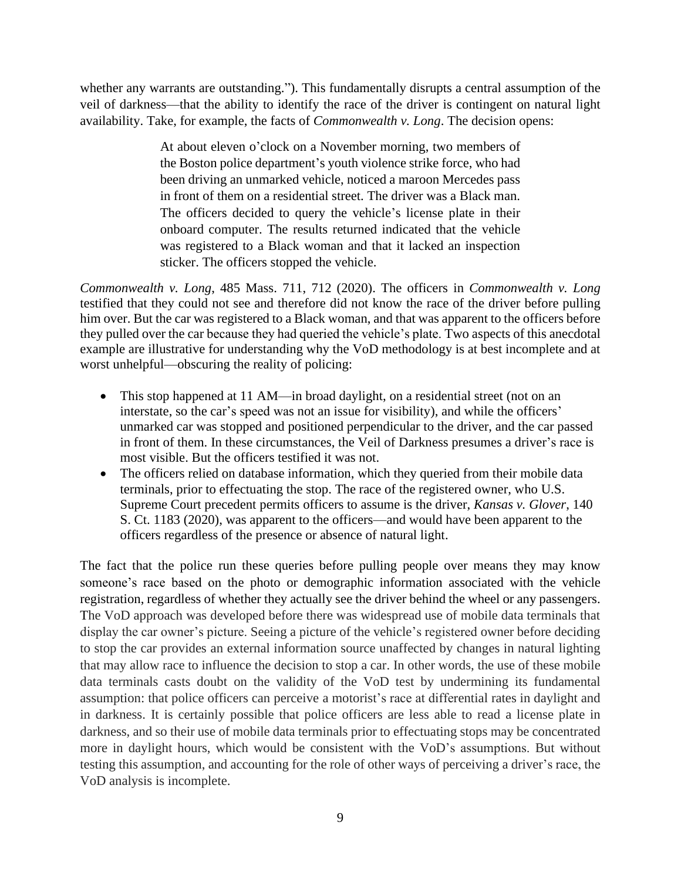whether any warrants are outstanding."). This fundamentally disrupts a central assumption of the veil of darkness—that the ability to identify the race of the driver is contingent on natural light availability. Take, for example, the facts of *Commonwealth v. Long*. The decision opens:

> At about eleven o'clock on a November morning, two members of the Boston police department's youth violence strike force, who had been driving an unmarked vehicle, noticed a maroon Mercedes pass in front of them on a residential street. The driver was a Black man. The officers decided to query the vehicle's license plate in their onboard computer. The results returned indicated that the vehicle was registered to a Black woman and that it lacked an inspection sticker. The officers stopped the vehicle.

*Commonwealth v. Long*, 485 Mass. 711, 712 (2020). The officers in *Commonwealth v. Long* testified that they could not see and therefore did not know the race of the driver before pulling him over. But the car was registered to a Black woman, and that was apparent to the officers before they pulled over the car because they had queried the vehicle's plate. Two aspects of this anecdotal example are illustrative for understanding why the VoD methodology is at best incomplete and at worst unhelpful—obscuring the reality of policing:

- This stop happened at 11 AM—in broad daylight, on a residential street (not on an interstate, so the car's speed was not an issue for visibility), and while the officers' unmarked car was stopped and positioned perpendicular to the driver, and the car passed in front of them. In these circumstances, the Veil of Darkness presumes a driver's race is most visible. But the officers testified it was not.
- The officers relied on database information, which they queried from their mobile data terminals, prior to effectuating the stop. The race of the registered owner, who U.S. Supreme Court precedent permits officers to assume is the driver, *Kansas v. Glover*, 140 S. Ct. 1183 (2020), was apparent to the officers—and would have been apparent to the officers regardless of the presence or absence of natural light.

The fact that the police run these queries before pulling people over means they may know someone's race based on the photo or demographic information associated with the vehicle registration, regardless of whether they actually see the driver behind the wheel or any passengers. The VoD approach was developed before there was widespread use of mobile data terminals that display the car owner's picture. Seeing a picture of the vehicle's registered owner before deciding to stop the car provides an external information source unaffected by changes in natural lighting that may allow race to influence the decision to stop a car. In other words, the use of these mobile data terminals casts doubt on the validity of the VoD test by undermining its fundamental assumption: that police officers can perceive a motorist's race at differential rates in daylight and in darkness. It is certainly possible that police officers are less able to read a license plate in darkness, and so their use of mobile data terminals prior to effectuating stops may be concentrated more in daylight hours, which would be consistent with the VoD's assumptions. But without testing this assumption, and accounting for the role of other ways of perceiving a driver's race, the VoD analysis is incomplete.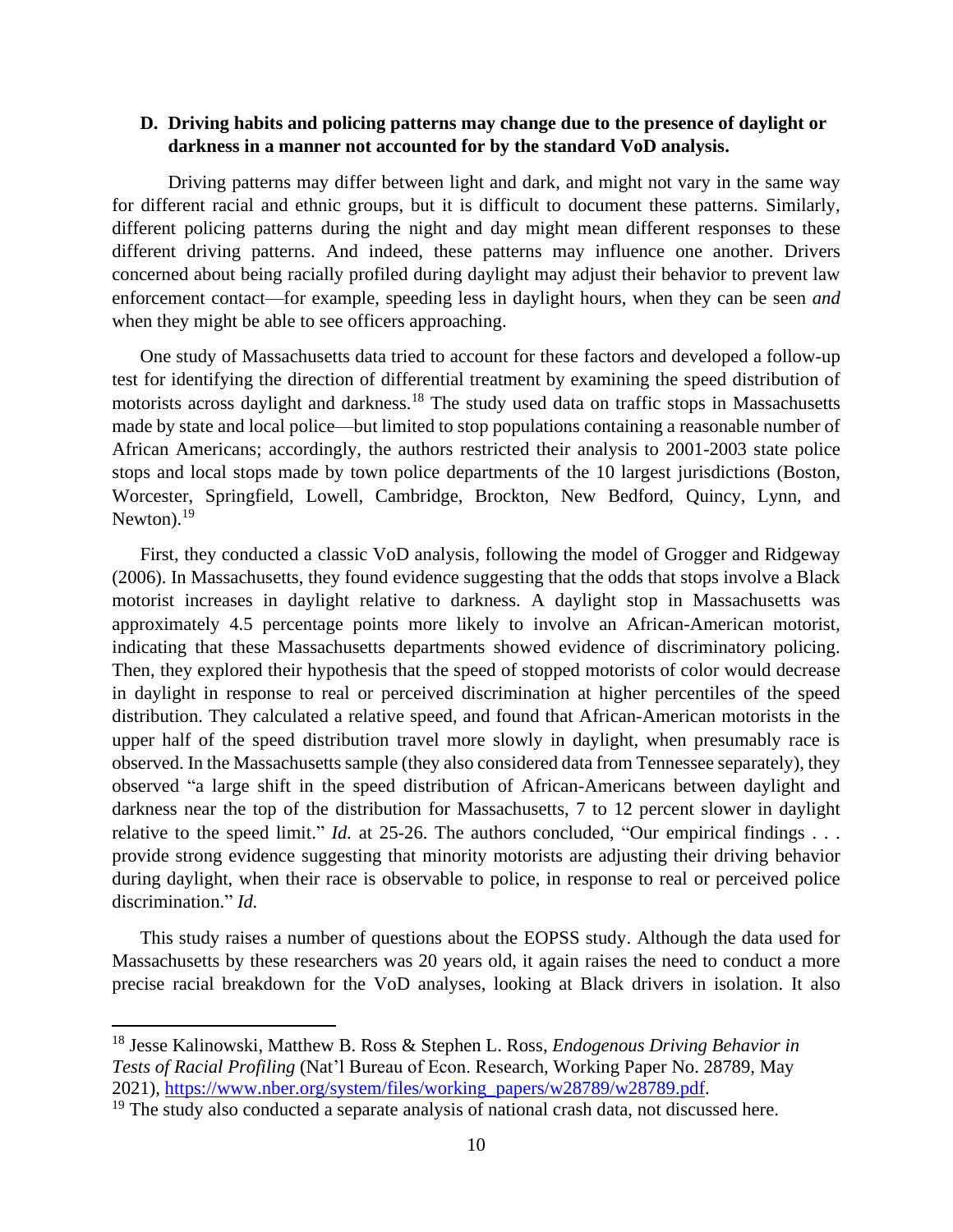### D. Driving habits and policing patterns may change due to the presence of daylight or darkness in a manner not accounted for by the standard VoD analysis.

Driving patterns may differ between light and dark, and might not vary in the same way for different racial and ethnic groups, but it is difficult to document these patterns. Similarly, different policing patterns during the night and day might mean different responses to these different driving patterns. And indeed, these patterns may influence one another. Drivers concerned about being racially profiled during daylight may adjust their behavior to prevent law enforcement contact—for example, speeding less in daylight hours, when they can be seen *and* when they might be able to see officers approaching.

One study of Massachusetts data tried to account for these factors and developed a follow-up test for identifying the direction of differential treatment by examining the speed distribution of motorists across daylight and darkness.[18] The study used data on traffic stops in Massachusetts made by state and local police—but limited to stop populations containing a reasonable number of African Americans; accordingly, the authors restricted their analysis to 2001-2003 state police stops and local stops made by town police departments of the 10 largest jurisdictions (Boston, Worcester, Springfield, Lowell, Cambridge, Brockton, New Bedford, Quincy, Lynn, and Newton).[19]

First, they conducted a classic VoD analysis, following the model of Grogger and Ridgeway (2006). In Massachusetts, they found evidence suggesting that the odds that stops involve a Black motorist increases in daylight relative to darkness. A daylight stop in Massachusetts was approximately 4.5 percentage points more likely to involve an African-American motorist, indicating that these Massachusetts departments showed evidence of discriminatory policing. Then, they explored their hypothesis that the speed of stopped motorists of color would decrease in daylight in response to real or perceived discrimination at higher percentiles of the speed distribution. They calculated a relative speed, and found that African-American motorists in the upper half of the speed distribution travel more slowly in daylight, when presumably race is observed. In the Massachusetts sample (they also considered data from Tennessee separately), they observed "a large shift in the speed distribution of African-Americans between daylight and darkness near the top of the distribution for Massachusetts, 7 to 12 percent slower in daylight relative to the speed limit." *Id.* at 25-26. The authors concluded, "Our empirical findings . . . provide strong evidence suggesting that minority motorists are adjusting their driving behavior during daylight, when their race is observable to police, in response to real or perceived police discrimination." *Id.*

This study raises a number of questions about the EOPSS study. Although the data used for Massachusetts by these researchers was 20 years old, it again raises the need to conduct a more precise racial breakdown for the VoD analyses, looking at Black drivers in isolation. It also

---

[18] Jesse Kalinowski, Matthew B. Ross & Stephen L. Ross, *Endogenous Driving Behavior in Tests of Racial Profiling* (Nat'l Bureau of Econ. Research, Working Paper No. 28789, May 2021), https://www.nber.org/system/files/working_papers/w28789/w28789.pdf.

[19] The study also conducted a separate analysis of national crash data, not discussed here.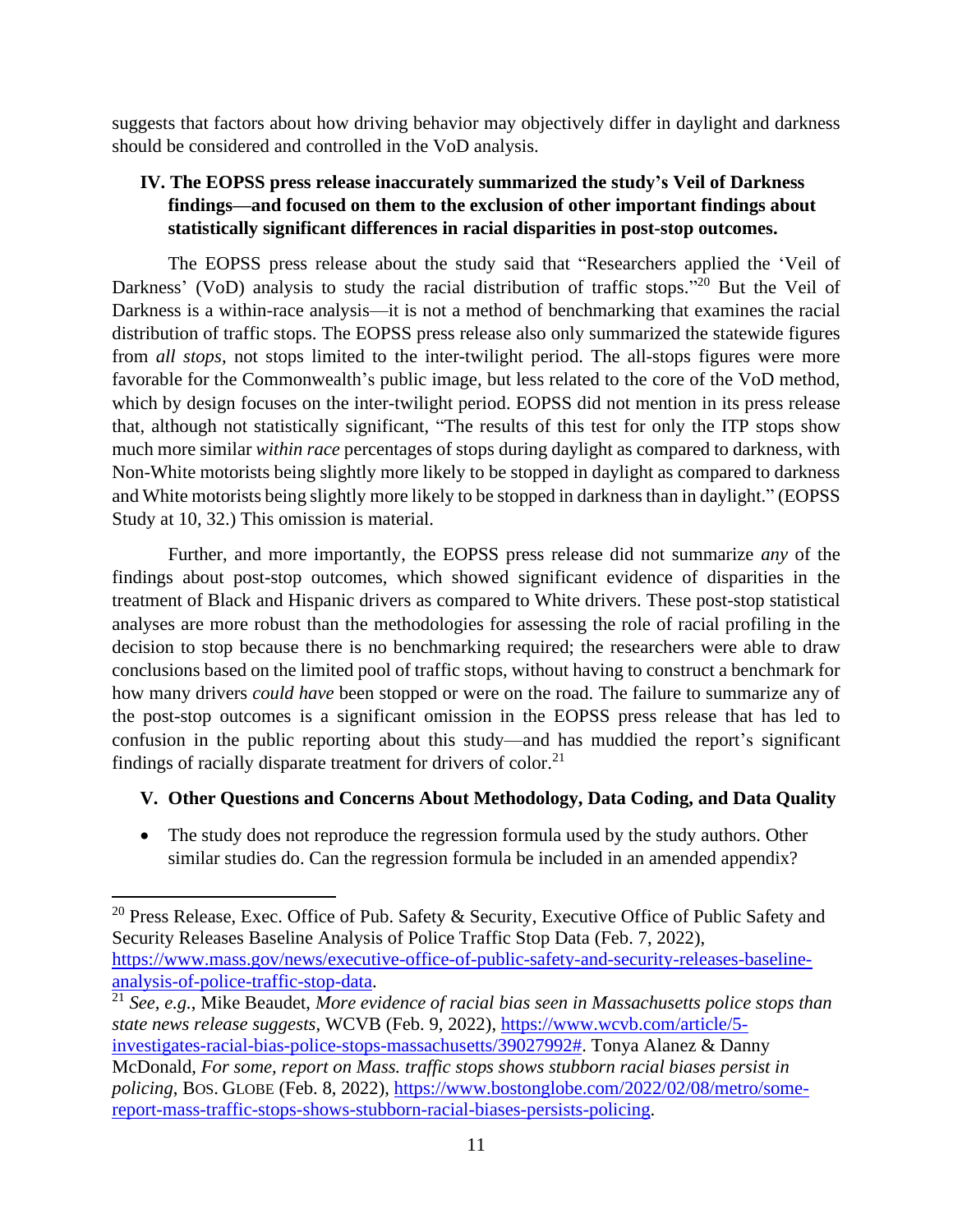suggests that factors about how driving behavior may objectively differ in daylight and darkness should be considered and controlled in the VoD analysis.

## IV. The EOPSS press release inaccurately summarized the study's Veil of Darkness findings—and focused on them to the exclusion of other important findings about statistically significant differences in racial disparities in post-stop outcomes.

The EOPSS press release about the study said that "Researchers applied the 'Veil of Darkness' (VoD) analysis to study the racial distribution of traffic stops."[20] But the Veil of Darkness is a within-race analysis—it is not a method of benchmarking that examines the racial distribution of traffic stops. The EOPSS press release also only summarized the statewide figures from *all stops*, not stops limited to the inter-twilight period. The all-stops figures were more favorable for the Commonwealth's public image, but less related to the core of the VoD method, which by design focuses on the inter-twilight period. EOPSS did not mention in its press release that, although not statistically significant, "The results of this test for only the ITP stops show much more similar *within race* percentages of stops during daylight as compared to darkness, with Non-White motorists being slightly more likely to be stopped in daylight as compared to darkness and White motorists being slightly more likely to be stopped in darkness than in daylight." (EOPSS Study at 10, 32.) This omission is material.

Further, and more importantly, the EOPSS press release did not summarize *any* of the findings about post-stop outcomes, which showed significant evidence of disparities in the treatment of Black and Hispanic drivers as compared to White drivers. These post-stop statistical analyses are more robust than the methodologies for assessing the role of racial profiling in the decision to stop because there is no benchmarking required; the researchers were able to draw conclusions based on the limited pool of traffic stops, without having to construct a benchmark for how many drivers *could have* been stopped or were on the road. The failure to summarize any of the post-stop outcomes is a significant omission in the EOPSS press release that has led to confusion in the public reporting about this study—and has muddied the report's significant findings of racially disparate treatment for drivers of color.[21]

## V. Other Questions and Concerns About Methodology, Data Coding, and Data Quality

- The study does not reproduce the regression formula used by the study authors. Other similar studies do. Can the regression formula be included in an amended appendix?

---

[20] Press Release, Exec. Office of Pub. Safety & Security, Executive Office of Public Safety and Security Releases Baseline Analysis of Police Traffic Stop Data (Feb. 7, 2022), https://www.mass.gov/news/executive-office-of-public-safety-and-security-releases-baseline-analysis-of-police-traffic-stop-data.

[21] *See, e.g.*, Mike Beaudet, *More evidence of racial bias seen in Massachusetts police stops than state news release suggests*, WCVB (Feb. 9, 2022), https://www.wcvb.com/article/5-investigates-racial-bias-police-stops-massachusetts/39027992#. Tonya Alanez & Danny McDonald, *For some, report on Mass. traffic stops shows stubborn racial biases persist in policing*, BOS. GLOBE (Feb. 8, 2022), https://www.bostonglobe.com/2022/02/08/metro/some-report-mass-traffic-stops-shows-stubborn-racial-biases-persists-policing.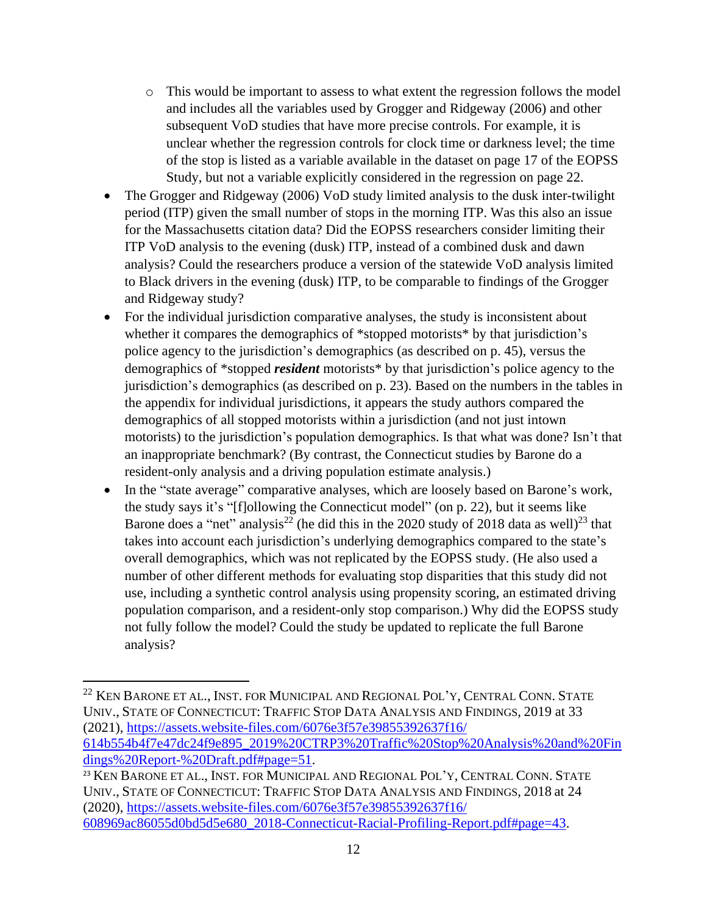- This would be important to assess to what extent the regression follows the model and includes all the variables used by Grogger and Ridgeway (2006) and other subsequent VoD studies that have more precise controls. For example, it is unclear whether the regression controls for clock time or darkness level; the time of the stop is listed as a variable available in the dataset on page 17 of the EOPSS Study, but not a variable explicitly considered in the regression on page 22.
- The Grogger and Ridgeway (2006) VoD study limited analysis to the dusk inter-twilight period (ITP) given the small number of stops in the morning ITP. Was this also an issue for the Massachusetts citation data? Did the EOPSS researchers consider limiting their ITP VoD analysis to the evening (dusk) ITP, instead of a combined dusk and dawn analysis? Could the researchers produce a version of the statewide VoD analysis limited to Black drivers in the evening (dusk) ITP, to be comparable to findings of the Grogger and Ridgeway study?
- For the individual jurisdiction comparative analyses, the study is inconsistent about whether it compares the demographics of *stopped motorists* by that jurisdiction's police agency to the jurisdiction's demographics (as described on p. 45), versus the demographics of *stopped ***resident*** motorists* by that jurisdiction's police agency to the jurisdiction's demographics (as described on p. 23). Based on the numbers in the tables in the appendix for individual jurisdictions, it appears the study authors compared the demographics of all stopped motorists within a jurisdiction (and not just intown motorists) to the jurisdiction's population demographics. Is that what was done? Isn't that an inappropriate benchmark? (By contrast, the Connecticut studies by Barone do a resident-only analysis and a driving population estimate analysis.)
- In the "state average" comparative analyses, which are loosely based on Barone's work, the study says it's "[f]ollowing the Connecticut model" (on p. 22), but it seems like Barone does a "net" analysis[22] (he did this in the 2020 study of 2018 data as well)[23] that takes into account each jurisdiction's underlying demographics compared to the state's overall demographics, which was not replicated by the EOPSS study. (He also used a number of other different methods for evaluating stop disparities that this study did not use, including a synthetic control analysis using propensity scoring, an estimated driving population comparison, and a resident-only stop comparison.) Why did the EOPSS study not fully follow the model? Could the study be updated to replicate the full Barone analysis?

---

[22] KEN BARONE ET AL., INST. FOR MUNICIPAL AND REGIONAL POL'Y, CENTRAL CONN. STATE UNIV., STATE OF CONNECTICUT: TRAFFIC STOP DATA ANALYSIS AND FINDINGS, 2019 at 33 (2021), https://assets.website-files.com/6076e3f57e39855392637f16/614b554b4f7e47dc24f9e895_2019%20CTRP3%20Traffic%20Stop%20Analysis%20and%20Findings%20Report-%20Draft.pdf#page=51.

[23] KEN BARONE ET AL., INST. FOR MUNICIPAL AND REGIONAL POL'Y, CENTRAL CONN. STATE UNIV., STATE OF CONNECTICUT: TRAFFIC STOP DATA ANALYSIS AND FINDINGS, 2018 at 24 (2020), https://assets.website-files.com/6076e3f57e39855392637f16/608969ac86055d0bd5d5e680_2018-Connecticut-Racial-Profiling-Report.pdf#page=43.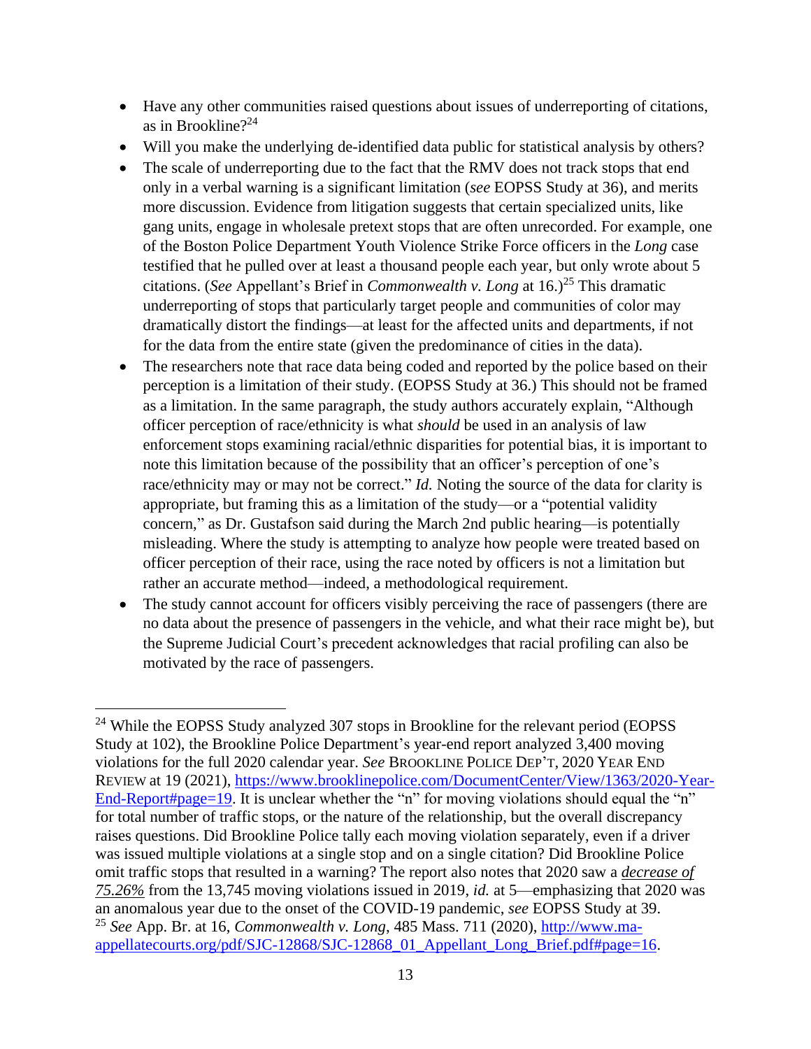- Have any other communities raised questions about issues of underreporting of citations, as in Brookline?[24]
- Will you make the underlying de-identified data public for statistical analysis by others?
- The scale of underreporting due to the fact that the RMV does not track stops that end only in a verbal warning is a significant limitation (*see* EOPSS Study at 36), and merits more discussion. Evidence from litigation suggests that certain specialized units, like gang units, engage in wholesale pretext stops that are often unrecorded. For example, one of the Boston Police Department Youth Violence Strike Force officers in the *Long* case testified that he pulled over at least a thousand people each year, but only wrote about 5 citations. (*See* Appellant's Brief in *Commonwealth v. Long* at 16.)[25] This dramatic underreporting of stops that particularly target people and communities of color may dramatically distort the findings—at least for the affected units and departments, if not for the data from the entire state (given the predominance of cities in the data).
- The researchers note that race data being coded and reported by the police based on their perception is a limitation of their study. (EOPSS Study at 36.) This should not be framed as a limitation. In the same paragraph, the study authors accurately explain, "Although officer perception of race/ethnicity is what *should* be used in an analysis of law enforcement stops examining racial/ethnic disparities for potential bias, it is important to note this limitation because of the possibility that an officer's perception of one's race/ethnicity may or may not be correct." *Id.* Noting the source of the data for clarity is appropriate, but framing this as a limitation of the study—or a "potential validity concern," as Dr. Gustafson said during the March 2nd public hearing—is potentially misleading. Where the study is attempting to analyze how people were treated based on officer perception of their race, using the race noted by officers is not a limitation but rather an accurate method—indeed, a methodological requirement.
- The study cannot account for officers visibly perceiving the race of passengers (there are no data about the presence of passengers in the vehicle, and what their race might be), but the Supreme Judicial Court's precedent acknowledges that racial profiling can also be motivated by the race of passengers.

---

[24] While the EOPSS Study analyzed 307 stops in Brookline for the relevant period (EOPSS Study at 102), the Brookline Police Department's year-end report analyzed 3,400 moving violations for the full 2020 calendar year. *See* BROOKLINE POLICE DEP'T, 2020 YEAR END REVIEW at 19 (2021), https://www.brooklinepolice.com/DocumentCenter/View/1363/2020-Year-End-Report#page=19. It is unclear whether the "n" for moving violations should equal the "n" for total number of traffic stops, or the nature of the relationship, but the overall discrepancy raises questions. Did Brookline Police tally each moving violation separately, even if a driver was issued multiple violations at a single stop and on a single citation? Did Brookline Police omit traffic stops that resulted in a warning? The report also notes that 2020 saw a ***decrease of 75.26%*** from the 13,745 moving violations issued in 2019, *id.* at 5—emphasizing that 2020 was an anomalous year due to the onset of the COVID-19 pandemic, *see* EOPSS Study at 39.

[25] *See* App. Br. at 16, *Commonwealth v. Long*, 485 Mass. 711 (2020), http://www.ma-appellatecourts.org/pdf/SJC-12868/SJC-12868_01_Appellant_Long_Brief.pdf#page=16.